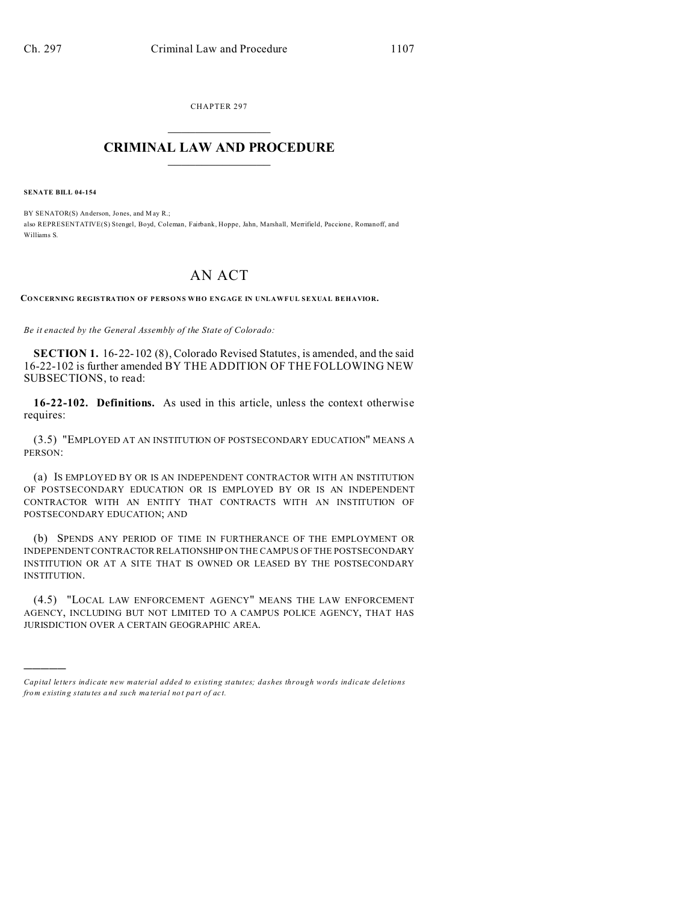CHAPTER 297

# CRIMINAL LAW AND PROCEDURE

**SENATE BILL 04-154**

BY SENATOR(S) Anderson, Jones, and May R.;
also REPRESENTATIVE(S) Stengel, Boyd, Coleman, Fairbank, Hoppe, Jahn, Marshall, Merrifield, Paccione, Romanoff, and Williams S.

# AN ACT

**CONCERNING REGISTRATION OF PERSONS WHO ENGAGE IN UNLAWFUL SEXUAL BEHAVIOR.**

*Be it enacted by the General Assembly of the State of Colorado:*

**SECTION 1.** 16-22-102 (8), Colorado Revised Statutes, is amended, and the said 16-22-102 is further amended BY THE ADDITION OF THE FOLLOWING NEW SUBSECTIONS, to read:

**16-22-102. Definitions.** As used in this article, unless the context otherwise requires:

(3.5) "EMPLOYED AT AN INSTITUTION OF POSTSECONDARY EDUCATION" MEANS A PERSON:

(a) IS EMPLOYED BY OR IS AN INDEPENDENT CONTRACTOR WITH AN INSTITUTION OF POSTSECONDARY EDUCATION OR IS EMPLOYED BY OR IS AN INDEPENDENT CONTRACTOR WITH AN ENTITY THAT CONTRACTS WITH AN INSTITUTION OF POSTSECONDARY EDUCATION; AND

(b) SPENDS ANY PERIOD OF TIME IN FURTHERANCE OF THE EMPLOYMENT OR INDEPENDENT CONTRACTOR RELATIONSHIP ON THE CAMPUS OF THE POSTSECONDARY INSTITUTION OR AT A SITE THAT IS OWNED OR LEASED BY THE POSTSECONDARY INSTITUTION.

(4.5) "LOCAL LAW ENFORCEMENT AGENCY" MEANS THE LAW ENFORCEMENT AGENCY, INCLUDING BUT NOT LIMITED TO A CAMPUS POLICE AGENCY, THAT HAS JURISDICTION OVER A CERTAIN GEOGRAPHIC AREA.

---

*Capital letters indicate new material added to existing statutes; dashes through words indicate deletions from existing statutes and such material not part of act.*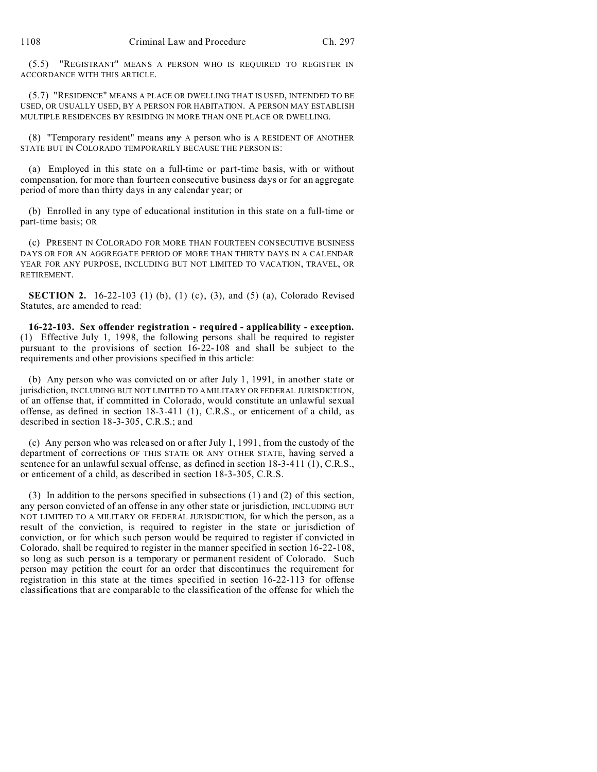(5.5) "REGISTRANT" MEANS A PERSON WHO IS REQUIRED TO REGISTER IN ACCORDANCE WITH THIS ARTICLE.

(5.7) "RESIDENCE" MEANS A PLACE OR DWELLING THAT IS USED, INTENDED TO BE USED, OR USUALLY USED, BY A PERSON FOR HABITATION. A PERSON MAY ESTABLISH MULTIPLE RESIDENCES BY RESIDING IN MORE THAN ONE PLACE OR DWELLING.

(8) "Temporary resident" means ~~any~~ A person who is A RESIDENT OF ANOTHER STATE BUT IN COLORADO TEMPORARILY BECAUSE THE PERSON IS:

(a) Employed in this state on a full-time or part-time basis, with or without compensation, for more than fourteen consecutive business days or for an aggregate period of more than thirty days in any calendar year; or

(b) Enrolled in any type of educational institution in this state on a full-time or part-time basis; OR

(c) PRESENT IN COLORADO FOR MORE THAN FOURTEEN CONSECUTIVE BUSINESS DAYS OR FOR AN AGGREGATE PERIOD OF MORE THAN THIRTY DAYS IN A CALENDAR YEAR FOR ANY PURPOSE, INCLUDING BUT NOT LIMITED TO VACATION, TRAVEL, OR RETIREMENT.

**SECTION 2.** 16-22-103 (1) (b), (1) (c), (3), and (5) (a), Colorado Revised Statutes, are amended to read:

**16-22-103. Sex offender registration - required - applicability - exception.** (1) Effective July 1, 1998, the following persons shall be required to register pursuant to the provisions of section 16-22-108 and shall be subject to the requirements and other provisions specified in this article:

(b) Any person who was convicted on or after July 1, 1991, in another state or jurisdiction, INCLUDING BUT NOT LIMITED TO A MILITARY OR FEDERAL JURISDICTION, of an offense that, if committed in Colorado, would constitute an unlawful sexual offense, as defined in section 18-3-411 (1), C.R.S., or enticement of a child, as described in section 18-3-305, C.R.S.; and

(c) Any person who was released on or after July 1, 1991, from the custody of the department of corrections OF THIS STATE OR ANY OTHER STATE, having served a sentence for an unlawful sexual offense, as defined in section 18-3-411 (1), C.R.S., or enticement of a child, as described in section 18-3-305, C.R.S.

(3) In addition to the persons specified in subsections (1) and (2) of this section, any person convicted of an offense in any other state or jurisdiction, INCLUDING BUT NOT LIMITED TO A MILITARY OR FEDERAL JURISDICTION, for which the person, as a result of the conviction, is required to register in the state or jurisdiction of conviction, or for which such person would be required to register if convicted in Colorado, shall be required to register in the manner specified in section 16-22-108, so long as such person is a temporary or permanent resident of Colorado. Such person may petition the court for an order that discontinues the requirement for registration in this state at the times specified in section 16-22-113 for offense classifications that are comparable to the classification of the offense for which the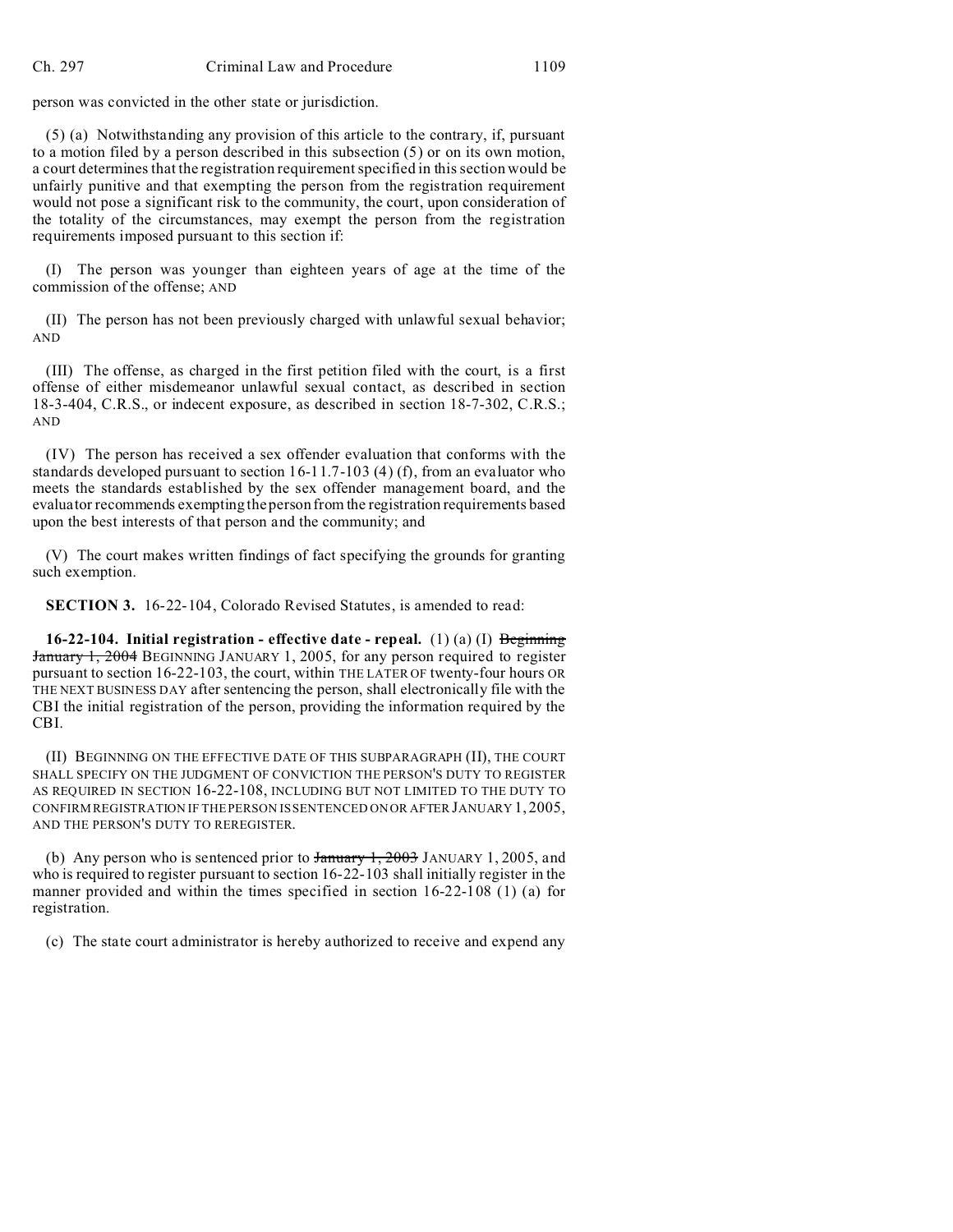person was convicted in the other state or jurisdiction.

(5) (a) Notwithstanding any provision of this article to the contrary, if, pursuant to a motion filed by a person described in this subsection (5) or on its own motion, a court determines that the registration requirement specified in this section would be unfairly punitive and that exempting the person from the registration requirement would not pose a significant risk to the community, the court, upon consideration of the totality of the circumstances, may exempt the person from the registration requirements imposed pursuant to this section if:

(I) The person was younger than eighteen years of age at the time of the commission of the offense; AND

(II) The person has not been previously charged with unlawful sexual behavior; AND

(III) The offense, as charged in the first petition filed with the court, is a first offense of either misdemeanor unlawful sexual contact, as described in section 18-3-404, C.R.S., or indecent exposure, as described in section 18-7-302, C.R.S.; AND

(IV) The person has received a sex offender evaluation that conforms with the standards developed pursuant to section 16-11.7-103 (4) (f), from an evaluator who meets the standards established by the sex offender management board, and the evaluator recommends exempting the person from the registration requirements based upon the best interests of that person and the community; and

(V) The court makes written findings of fact specifying the grounds for granting such exemption.

**SECTION 3.** 16-22-104, Colorado Revised Statutes, is amended to read:

**16-22-104. Initial registration - effective date - repeal.** (1) (a) (I) ~~Beginning January 1, 2004~~ BEGINNING JANUARY 1, 2005, for any person required to register pursuant to section 16-22-103, the court, within THE LATER OF twenty-four hours OR THE NEXT BUSINESS DAY after sentencing the person, shall electronically file with the CBI the initial registration of the person, providing the information required by the CBI.

(II) BEGINNING ON THE EFFECTIVE DATE OF THIS SUBPARAGRAPH (II), THE COURT SHALL SPECIFY ON THE JUDGMENT OF CONVICTION THE PERSON'S DUTY TO REGISTER AS REQUIRED IN SECTION 16-22-108, INCLUDING BUT NOT LIMITED TO THE DUTY TO CONFIRM REGISTRATION IF THE PERSON IS SENTENCED ON OR AFTER JANUARY 1, 2005, AND THE PERSON'S DUTY TO REREGISTER.

(b) Any person who is sentenced prior to ~~January 1, 2003~~ JANUARY 1, 2005, and who is required to register pursuant to section 16-22-103 shall initially register in the manner provided and within the times specified in section 16-22-108 (1) (a) for registration.

(c) The state court administrator is hereby authorized to receive and expend any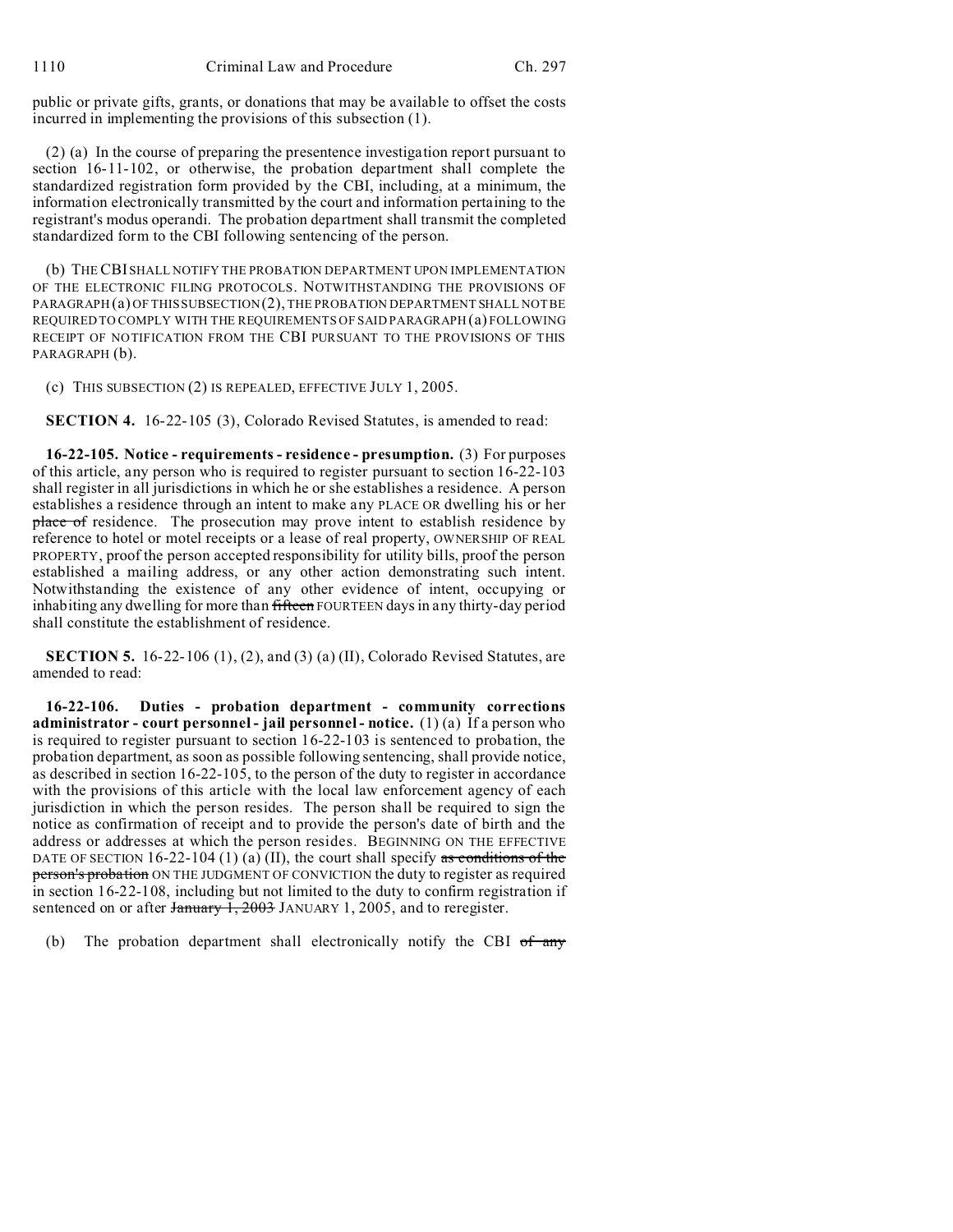public or private gifts, grants, or donations that may be available to offset the costs incurred in implementing the provisions of this subsection (1).

(2) (a) In the course of preparing the presentence investigation report pursuant to section 16-11-102, or otherwise, the probation department shall complete the standardized registration form provided by the CBI, including, at a minimum, the information electronically transmitted by the court and information pertaining to the registrant's modus operandi. The probation department shall transmit the completed standardized form to the CBI following sentencing of the person.

(b) THE CBI SHALL NOTIFY THE PROBATION DEPARTMENT UPON IMPLEMENTATION OF THE ELECTRONIC FILING PROTOCOLS. NOTWITHSTANDING THE PROVISIONS OF PARAGRAPH (a) OF THIS SUBSECTION (2), THE PROBATION DEPARTMENT SHALL NOT BE REQUIRED TO COMPLY WITH THE REQUIREMENTS OF SAID PARAGRAPH (a) FOLLOWING RECEIPT OF NOTIFICATION FROM THE CBI PURSUANT TO THE PROVISIONS OF THIS PARAGRAPH (b).

(c) THIS SUBSECTION (2) IS REPEALED, EFFECTIVE JULY 1, 2005.

**SECTION 4.** 16-22-105 (3), Colorado Revised Statutes, is amended to read:

**16-22-105. Notice - requirements - residence - presumption.** (3) For purposes of this article, any person who is required to register pursuant to section 16-22-103 shall register in all jurisdictions in which he or she establishes a residence. A person establishes a residence through an intent to make any PLACE OR dwelling his or her ~~place of~~ residence. The prosecution may prove intent to establish residence by reference to hotel or motel receipts or a lease of real property, OWNERSHIP OF REAL PROPERTY, proof the person accepted responsibility for utility bills, proof the person established a mailing address, or any other action demonstrating such intent. Notwithstanding the existence of any other evidence of intent, occupying or inhabiting any dwelling for more than ~~fifteen~~ FOURTEEN days in any thirty-day period shall constitute the establishment of residence.

**SECTION 5.** 16-22-106 (1), (2), and (3) (a) (II), Colorado Revised Statutes, are amended to read:

**16-22-106. Duties - probation department - community corrections administrator - court personnel - jail personnel - notice.** (1) (a) If a person who is required to register pursuant to section 16-22-103 is sentenced to probation, the probation department, as soon as possible following sentencing, shall provide notice, as described in section 16-22-105, to the person of the duty to register in accordance with the provisions of this article with the local law enforcement agency of each jurisdiction in which the person resides. The person shall be required to sign the notice as confirmation of receipt and to provide the person's date of birth and the address or addresses at which the person resides. BEGINNING ON THE EFFECTIVE DATE OF SECTION 16-22-104 (1) (a) (II), the court shall specify ~~as conditions of the person's probation~~ ON THE JUDGMENT OF CONVICTION the duty to register as required in section 16-22-108, including but not limited to the duty to confirm registration if sentenced on or after ~~January 1, 2003~~ JANUARY 1, 2005, and to reregister.

(b) The probation department shall electronically notify the CBI ~~of any~~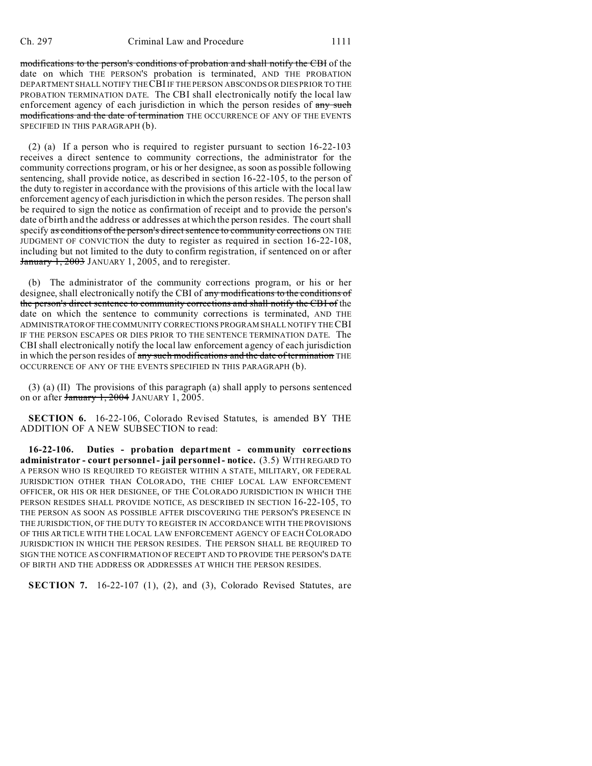~~modifications to the person's conditions of probation and shall notify the CBI~~ of the date on which THE PERSON'S probation is terminated, AND THE PROBATION DEPARTMENT SHALL NOTIFY THE CBI IF THE PERSON ABSCONDS OR DIES PRIOR TO THE PROBATION TERMINATION DATE. The CBI shall electronically notify the local law enforcement agency of each jurisdiction in which the person resides of ~~any such modifications and the date of termination~~ THE OCCURRENCE OF ANY OF THE EVENTS SPECIFIED IN THIS PARAGRAPH (b).

(2) (a) If a person who is required to register pursuant to section 16-22-103 receives a direct sentence to community corrections, the administrator for the community corrections program, or his or her designee, as soon as possible following sentencing, shall provide notice, as described in section 16-22-105, to the person of the duty to register in accordance with the provisions of this article with the local law enforcement agency of each jurisdiction in which the person resides. The person shall be required to sign the notice as confirmation of receipt and to provide the person's date of birth and the address or addresses at which the person resides. The court shall specify ~~as conditions of the person's direct sentence to community corrections~~ ON THE JUDGMENT OF CONVICTION the duty to register as required in section 16-22-108, including but not limited to the duty to confirm registration, if sentenced on or after ~~January 1, 2003~~ JANUARY 1, 2005, and to reregister.

(b) The administrator of the community corrections program, or his or her designee, shall electronically notify the CBI of ~~any modifications to the conditions of the person's direct sentence to community corrections and shall notify the CBI of~~ the date on which the sentence to community corrections is terminated, AND THE ADMINISTRATOR OF THE COMMUNITY CORRECTIONS PROGRAM SHALL NOTIFY THE CBI IF THE PERSON ESCAPES OR DIES PRIOR TO THE SENTENCE TERMINATION DATE. The CBI shall electronically notify the local law enforcement agency of each jurisdiction in which the person resides of ~~any such modifications and the date of termination~~ THE OCCURRENCE OF ANY OF THE EVENTS SPECIFIED IN THIS PARAGRAPH (b).

(3) (a) (II) The provisions of this paragraph (a) shall apply to persons sentenced on or after ~~January 1, 2004~~ JANUARY 1, 2005.

**SECTION 6.** 16-22-106, Colorado Revised Statutes, is amended BY THE ADDITION OF A NEW SUBSECTION to read:

**16-22-106. Duties - probation department - community corrections administrator - court personnel - jail personnel - notice.** (3.5) WITH REGARD TO A PERSON WHO IS REQUIRED TO REGISTER WITHIN A STATE, MILITARY, OR FEDERAL JURISDICTION OTHER THAN COLORADO, THE CHIEF LOCAL LAW ENFORCEMENT OFFICER, OR HIS OR HER DESIGNEE, OF THE COLORADO JURISDICTION IN WHICH THE PERSON RESIDES SHALL PROVIDE NOTICE, AS DESCRIBED IN SECTION 16-22-105, TO THE PERSON AS SOON AS POSSIBLE AFTER DISCOVERING THE PERSON'S PRESENCE IN THE JURISDICTION, OF THE DUTY TO REGISTER IN ACCORDANCE WITH THE PROVISIONS OF THIS ARTICLE WITH THE LOCAL LAW ENFORCEMENT AGENCY OF EACH COLORADO JURISDICTION IN WHICH THE PERSON RESIDES. THE PERSON SHALL BE REQUIRED TO SIGN THE NOTICE AS CONFIRMATION OF RECEIPT AND TO PROVIDE THE PERSON'S DATE OF BIRTH AND THE ADDRESS OR ADDRESSES AT WHICH THE PERSON RESIDES.

**SECTION 7.** 16-22-107 (1), (2), and (3), Colorado Revised Statutes, are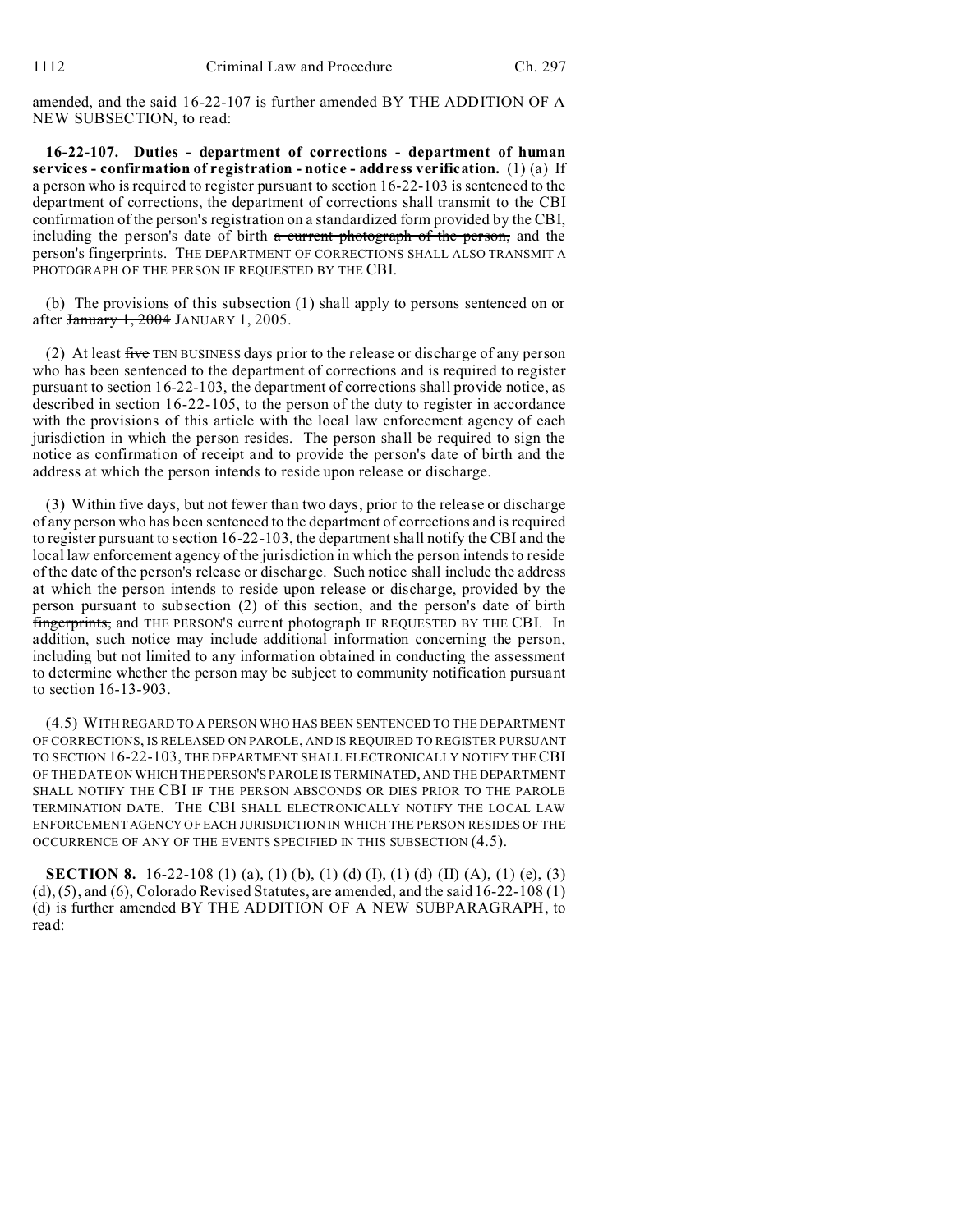amended, and the said 16-22-107 is further amended BY THE ADDITION OF A NEW SUBSECTION, to read:

**16-22-107. Duties - department of corrections - department of human services - confirmation of registration - notice - address verification.** (1) (a) If a person who is required to register pursuant to section 16-22-103 is sentenced to the department of corrections, the department of corrections shall transmit to the CBI confirmation of the person's registration on a standardized form provided by the CBI, including the person's date of birth ~~a current photograph of the person,~~ and the person's fingerprints. THE DEPARTMENT OF CORRECTIONS SHALL ALSO TRANSMIT A PHOTOGRAPH OF THE PERSON IF REQUESTED BY THE CBI.

(b) The provisions of this subsection (1) shall apply to persons sentenced on or after ~~January 1, 2004~~ JANUARY 1, 2005.

(2) At least ~~five~~ TEN BUSINESS days prior to the release or discharge of any person who has been sentenced to the department of corrections and is required to register pursuant to section 16-22-103, the department of corrections shall provide notice, as described in section 16-22-105, to the person of the duty to register in accordance with the provisions of this article with the local law enforcement agency of each jurisdiction in which the person resides. The person shall be required to sign the notice as confirmation of receipt and to provide the person's date of birth and the address at which the person intends to reside upon release or discharge.

(3) Within five days, but not fewer than two days, prior to the release or discharge of any person who has been sentenced to the department of corrections and is required to register pursuant to section 16-22-103, the department shall notify the CBI and the local law enforcement agency of the jurisdiction in which the person intends to reside of the date of the person's release or discharge. Such notice shall include the address at which the person intends to reside upon release or discharge, provided by the person pursuant to subsection (2) of this section, and the person's date of birth ~~fingerprints,~~ and THE PERSON'S current photograph IF REQUESTED BY THE CBI. In addition, such notice may include additional information concerning the person, including but not limited to any information obtained in conducting the assessment to determine whether the person may be subject to community notification pursuant to section 16-13-903.

(4.5) WITH REGARD TO A PERSON WHO HAS BEEN SENTENCED TO THE DEPARTMENT OF CORRECTIONS, IS RELEASED ON PAROLE, AND IS REQUIRED TO REGISTER PURSUANT TO SECTION 16-22-103, THE DEPARTMENT SHALL ELECTRONICALLY NOTIFY THE CBI OF THE DATE ON WHICH THE PERSON'S PAROLE IS TERMINATED, AND THE DEPARTMENT SHALL NOTIFY THE CBI IF THE PERSON ABSCONDS OR DIES PRIOR TO THE PAROLE TERMINATION DATE. THE CBI SHALL ELECTRONICALLY NOTIFY THE LOCAL LAW ENFORCEMENT AGENCY OF EACH JURISDICTION IN WHICH THE PERSON RESIDES OF THE OCCURRENCE OF ANY OF THE EVENTS SPECIFIED IN THIS SUBSECTION (4.5).

**SECTION 8.** 16-22-108 (1) (a), (1) (b), (1) (d) (I), (1) (d) (II) (A), (1) (e), (3) (d), (5), and (6), Colorado Revised Statutes, are amended, and the said 16-22-108 (1) (d) is further amended BY THE ADDITION OF A NEW SUBPARAGRAPH, to read: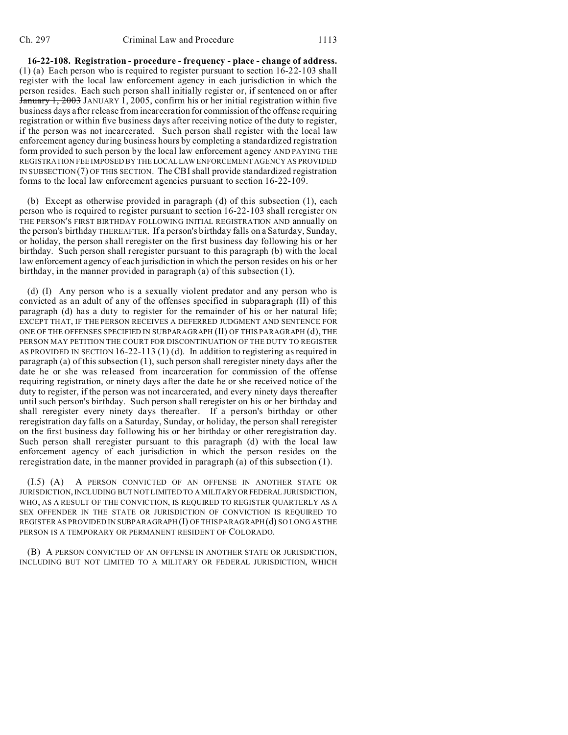**16-22-108. Registration - procedure - frequency - place - change of address.** (1) (a) Each person who is required to register pursuant to section 16-22-103 shall register with the local law enforcement agency in each jurisdiction in which the person resides. Each such person shall initially register or, if sentenced on or after ~~January 1, 2003~~ JANUARY 1, 2005, confirm his or her initial registration within five business days after release from incarceration for commission of the offense requiring registration or within five business days after receiving notice of the duty to register, if the person was not incarcerated. Such person shall register with the local law enforcement agency during business hours by completing a standardized registration form provided to such person by the local law enforcement agency AND PAYING THE REGISTRATION FEE IMPOSED BY THE LOCAL LAW ENFORCEMENT AGENCY AS PROVIDED IN SUBSECTION (7) OF THIS SECTION. The CBI shall provide standardized registration forms to the local law enforcement agencies pursuant to section 16-22-109.

(b) Except as otherwise provided in paragraph (d) of this subsection (1), each person who is required to register pursuant to section 16-22-103 shall reregister ON THE PERSON'S FIRST BIRTHDAY FOLLOWING INITIAL REGISTRATION AND annually on the person's birthday THEREAFTER. If a person's birthday falls on a Saturday, Sunday, or holiday, the person shall reregister on the first business day following his or her birthday. Such person shall reregister pursuant to this paragraph (b) with the local law enforcement agency of each jurisdiction in which the person resides on his or her birthday, in the manner provided in paragraph (a) of this subsection (1).

(d) (I) Any person who is a sexually violent predator and any person who is convicted as an adult of any of the offenses specified in subparagraph (II) of this paragraph (d) has a duty to register for the remainder of his or her natural life; EXCEPT THAT, IF THE PERSON RECEIVES A DEFERRED JUDGMENT AND SENTENCE FOR ONE OF THE OFFENSES SPECIFIED IN SUBPARAGRAPH (II) OF THIS PARAGRAPH (d), THE PERSON MAY PETITION THE COURT FOR DISCONTINUATION OF THE DUTY TO REGISTER AS PROVIDED IN SECTION 16-22-113 (1) (d). In addition to registering as required in paragraph (a) of this subsection (1), such person shall reregister ninety days after the date he or she was released from incarceration for commission of the offense requiring registration, or ninety days after the date he or she received notice of the duty to register, if the person was not incarcerated, and every ninety days thereafter until such person's birthday. Such person shall reregister on his or her birthday and shall reregister every ninety days thereafter. If a person's birthday or other reregistration day falls on a Saturday, Sunday, or holiday, the person shall reregister on the first business day following his or her birthday or other reregistration day. Such person shall reregister pursuant to this paragraph (d) with the local law enforcement agency of each jurisdiction in which the person resides on the reregistration date, in the manner provided in paragraph (a) of this subsection (1).

(I.5) (A) A PERSON CONVICTED OF AN OFFENSE IN ANOTHER STATE OR JURISDICTION, INCLUDING BUT NOT LIMITED TO A MILITARY OR FEDERAL JURISDICTION, WHO, AS A RESULT OF THE CONVICTION, IS REQUIRED TO REGISTER QUARTERLY AS A SEX OFFENDER IN THE STATE OR JURISDICTION OF CONVICTION IS REQUIRED TO REGISTER AS PROVIDED IN SUBPARAGRAPH (I) OF THIS PARAGRAPH (d) SO LONG AS THE PERSON IS A TEMPORARY OR PERMANENT RESIDENT OF COLORADO.

(B) A PERSON CONVICTED OF AN OFFENSE IN ANOTHER STATE OR JURISDICTION, INCLUDING BUT NOT LIMITED TO A MILITARY OR FEDERAL JURISDICTION, WHICH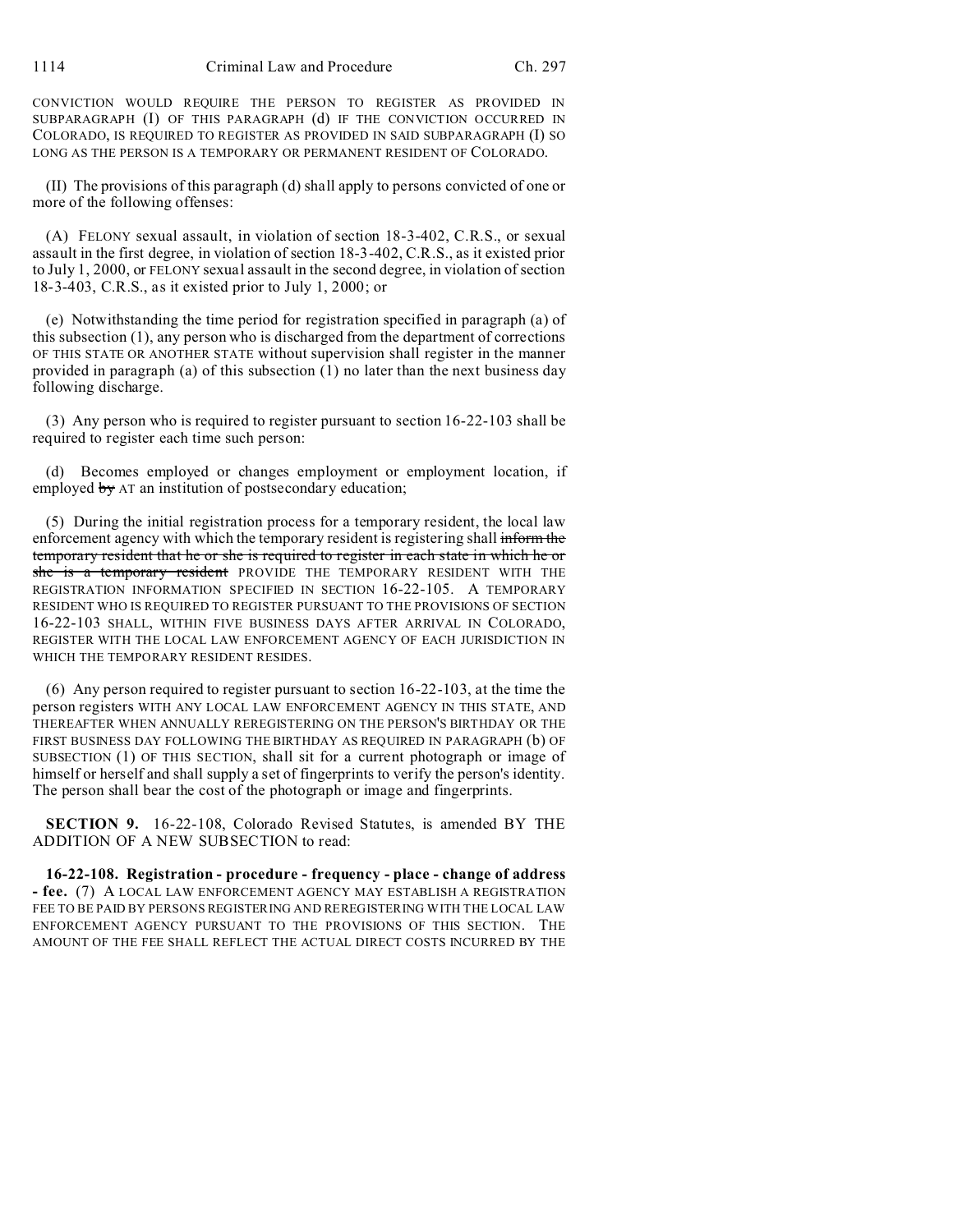CONVICTION WOULD REQUIRE THE PERSON TO REGISTER AS PROVIDED IN SUBPARAGRAPH (I) OF THIS PARAGRAPH (d) IF THE CONVICTION OCCURRED IN COLORADO, IS REQUIRED TO REGISTER AS PROVIDED IN SAID SUBPARAGRAPH (I) SO LONG AS THE PERSON IS A TEMPORARY OR PERMANENT RESIDENT OF COLORADO.

(II) The provisions of this paragraph (d) shall apply to persons convicted of one or more of the following offenses:

(A) FELONY sexual assault, in violation of section 18-3-402, C.R.S., or sexual assault in the first degree, in violation of section 18-3-402, C.R.S., as it existed prior to July 1, 2000, or FELONY sexual assault in the second degree, in violation of section 18-3-403, C.R.S., as it existed prior to July 1, 2000; or

(e) Notwithstanding the time period for registration specified in paragraph (a) of this subsection (1), any person who is discharged from the department of corrections OF THIS STATE OR ANOTHER STATE without supervision shall register in the manner provided in paragraph (a) of this subsection (1) no later than the next business day following discharge.

(3) Any person who is required to register pursuant to section 16-22-103 shall be required to register each time such person:

(d) Becomes employed or changes employment or employment location, if employed ~~by~~ AT an institution of postsecondary education;

(5) During the initial registration process for a temporary resident, the local law enforcement agency with which the temporary resident is registering shall ~~inform the temporary resident that he or she is required to register in each state in which he or she is a temporary resident~~ PROVIDE THE TEMPORARY RESIDENT WITH THE REGISTRATION INFORMATION SPECIFIED IN SECTION 16-22-105. A TEMPORARY RESIDENT WHO IS REQUIRED TO REGISTER PURSUANT TO THE PROVISIONS OF SECTION 16-22-103 SHALL, WITHIN FIVE BUSINESS DAYS AFTER ARRIVAL IN COLORADO, REGISTER WITH THE LOCAL LAW ENFORCEMENT AGENCY OF EACH JURISDICTION IN WHICH THE TEMPORARY RESIDENT RESIDES.

(6) Any person required to register pursuant to section 16-22-103, at the time the person registers WITH ANY LOCAL LAW ENFORCEMENT AGENCY IN THIS STATE, AND THEREAFTER WHEN ANNUALLY REREGISTERING ON THE PERSON'S BIRTHDAY OR THE FIRST BUSINESS DAY FOLLOWING THE BIRTHDAY AS REQUIRED IN PARAGRAPH (b) OF SUBSECTION (1) OF THIS SECTION, shall sit for a current photograph or image of himself or herself and shall supply a set of fingerprints to verify the person's identity. The person shall bear the cost of the photograph or image and fingerprints.

**SECTION 9.** 16-22-108, Colorado Revised Statutes, is amended BY THE ADDITION OF A NEW SUBSECTION to read:

**16-22-108. Registration - procedure - frequency - place - change of address - fee.** (7) A LOCAL LAW ENFORCEMENT AGENCY MAY ESTABLISH A REGISTRATION FEE TO BE PAID BY PERSONS REGISTERING AND REREGISTERING WITH THE LOCAL LAW ENFORCEMENT AGENCY PURSUANT TO THE PROVISIONS OF THIS SECTION. THE AMOUNT OF THE FEE SHALL REFLECT THE ACTUAL DIRECT COSTS INCURRED BY THE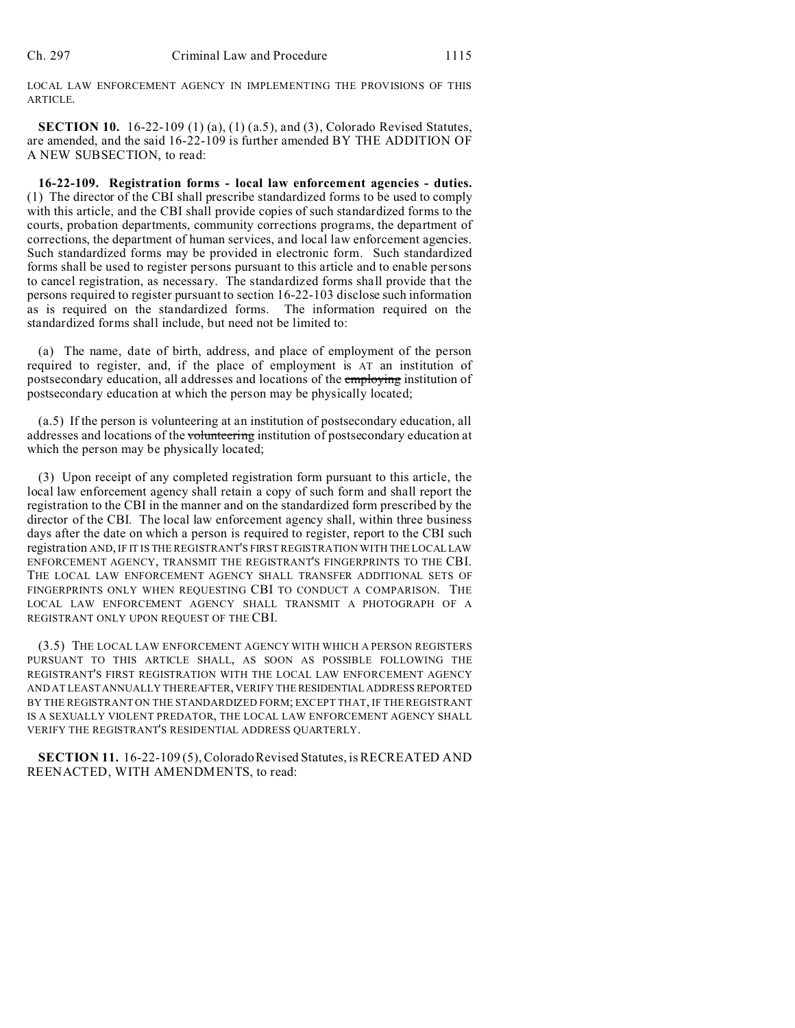LOCAL LAW ENFORCEMENT AGENCY IN IMPLEMENTING THE PROVISIONS OF THIS ARTICLE.

**SECTION 10.** 16-22-109 (1) (a), (1) (a.5), and (3), Colorado Revised Statutes, are amended, and the said 16-22-109 is further amended BY THE ADDITION OF A NEW SUBSECTION, to read:

**16-22-109. Registration forms - local law enforcement agencies - duties.** (1) The director of the CBI shall prescribe standardized forms to be used to comply with this article, and the CBI shall provide copies of such standardized forms to the courts, probation departments, community corrections programs, the department of corrections, the department of human services, and local law enforcement agencies. Such standardized forms may be provided in electronic form. Such standardized forms shall be used to register persons pursuant to this article and to enable persons to cancel registration, as necessary. The standardized forms shall provide that the persons required to register pursuant to section 16-22-103 disclose such information as is required on the standardized forms. The information required on the standardized forms shall include, but need not be limited to:

(a) The name, date of birth, address, and place of employment of the person required to register, and, if the place of employment is AT an institution of postsecondary education, all addresses and locations of the ~~employing~~ institution of postsecondary education at which the person may be physically located;

(a.5) If the person is volunteering at an institution of postsecondary education, all addresses and locations of the ~~volunteering~~ institution of postsecondary education at which the person may be physically located;

(3) Upon receipt of any completed registration form pursuant to this article, the local law enforcement agency shall retain a copy of such form and shall report the registration to the CBI in the manner and on the standardized form prescribed by the director of the CBI. The local law enforcement agency shall, within three business days after the date on which a person is required to register, report to the CBI such registration AND, IF IT IS THE REGISTRANT'S FIRST REGISTRATION WITH THE LOCAL LAW ENFORCEMENT AGENCY, TRANSMIT THE REGISTRANT'S FINGERPRINTS TO THE CBI. THE LOCAL LAW ENFORCEMENT AGENCY SHALL TRANSFER ADDITIONAL SETS OF FINGERPRINTS ONLY WHEN REQUESTING CBI TO CONDUCT A COMPARISON. THE LOCAL LAW ENFORCEMENT AGENCY SHALL TRANSMIT A PHOTOGRAPH OF A REGISTRANT ONLY UPON REQUEST OF THE CBI.

(3.5) THE LOCAL LAW ENFORCEMENT AGENCY WITH WHICH A PERSON REGISTERS PURSUANT TO THIS ARTICLE SHALL, AS SOON AS POSSIBLE FOLLOWING THE REGISTRANT'S FIRST REGISTRATION WITH THE LOCAL LAW ENFORCEMENT AGENCY AND AT LEAST ANNUALLY THEREAFTER, VERIFY THE RESIDENTIAL ADDRESS REPORTED BY THE REGISTRANT ON THE STANDARDIZED FORM; EXCEPT THAT, IF THE REGISTRANT IS A SEXUALLY VIOLENT PREDATOR, THE LOCAL LAW ENFORCEMENT AGENCY SHALL VERIFY THE REGISTRANT'S RESIDENTIAL ADDRESS QUARTERLY.

**SECTION 11.** 16-22-109 (5), Colorado Revised Statutes, is RECREATED AND REENACTED, WITH AMENDMENTS, to read: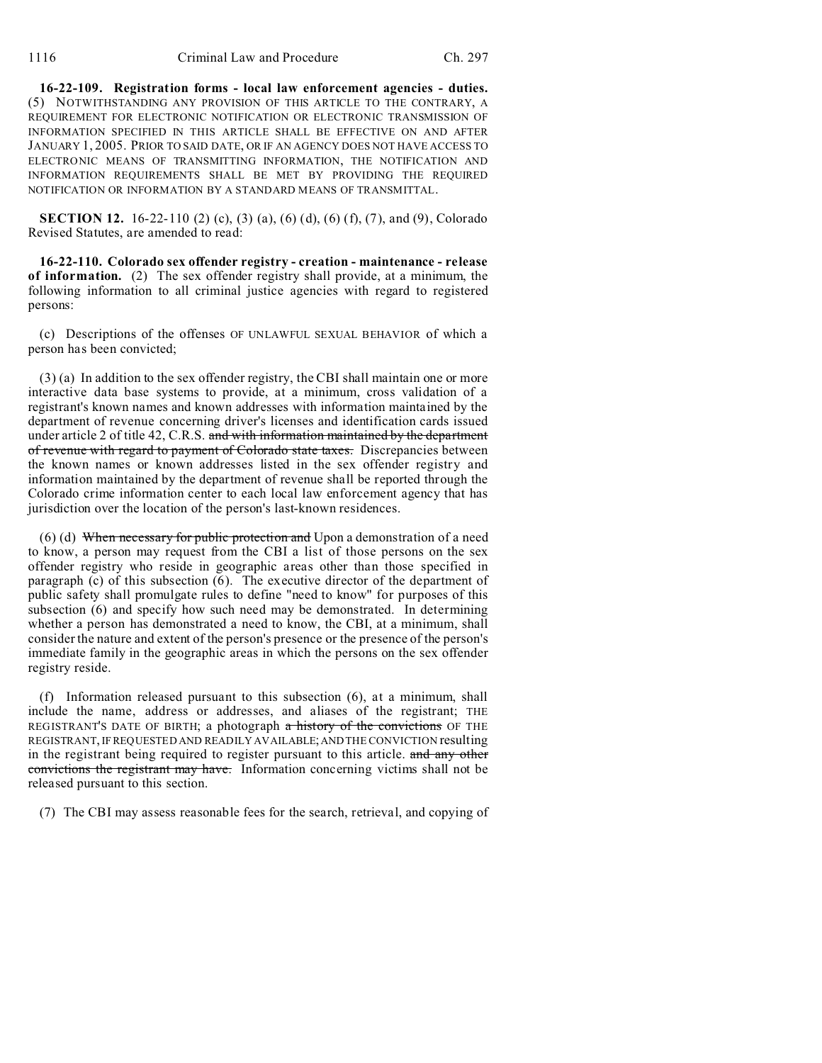**16-22-109. Registration forms - local law enforcement agencies - duties.** (5) NOTWITHSTANDING ANY PROVISION OF THIS ARTICLE TO THE CONTRARY, A REQUIREMENT FOR ELECTRONIC NOTIFICATION OR ELECTRONIC TRANSMISSION OF INFORMATION SPECIFIED IN THIS ARTICLE SHALL BE EFFECTIVE ON AND AFTER JANUARY 1, 2005. PRIOR TO SAID DATE, OR IF AN AGENCY DOES NOT HAVE ACCESS TO ELECTRONIC MEANS OF TRANSMITTING INFORMATION, THE NOTIFICATION AND INFORMATION REQUIREMENTS SHALL BE MET BY PROVIDING THE REQUIRED NOTIFICATION OR INFORMATION BY A STANDARD MEANS OF TRANSMITTAL.

**SECTION 12.** 16-22-110 (2) (c), (3) (a), (6) (d), (6) (f), (7), and (9), Colorado Revised Statutes, are amended to read:

**16-22-110. Colorado sex offender registry - creation - maintenance - release of information.** (2) The sex offender registry shall provide, at a minimum, the following information to all criminal justice agencies with regard to registered persons:

(c) Descriptions of the offenses OF UNLAWFUL SEXUAL BEHAVIOR of which a person has been convicted;

(3) (a) In addition to the sex offender registry, the CBI shall maintain one or more interactive data base systems to provide, at a minimum, cross validation of a registrant's known names and known addresses with information maintained by the department of revenue concerning driver's licenses and identification cards issued under article 2 of title 42, C.R.S. ~~and with information maintained by the department of revenue with regard to payment of Colorado state taxes.~~ Discrepancies between the known names or known addresses listed in the sex offender registry and information maintained by the department of revenue shall be reported through the Colorado crime information center to each local law enforcement agency that has jurisdiction over the location of the person's last-known residences.

(6) (d) ~~When necessary for public protection and~~ Upon a demonstration of a need to know, a person may request from the CBI a list of those persons on the sex offender registry who reside in geographic areas other than those specified in paragraph (c) of this subsection (6). The executive director of the department of public safety shall promulgate rules to define "need to know" for purposes of this subsection (6) and specify how such need may be demonstrated. In determining whether a person has demonstrated a need to know, the CBI, at a minimum, shall consider the nature and extent of the person's presence or the presence of the person's immediate family in the geographic areas in which the persons on the sex offender registry reside.

(f) Information released pursuant to this subsection (6), at a minimum, shall include the name, address or addresses, and aliases of the registrant; THE REGISTRANT'S DATE OF BIRTH; a photograph ~~a history of the convictions~~ OF THE REGISTRANT, IF REQUESTED AND READILY AVAILABLE; AND THE CONVICTION resulting in the registrant being required to register pursuant to this article. ~~and any other convictions the registrant may have.~~ Information concerning victims shall not be released pursuant to this section.

(7) The CBI may assess reasonable fees for the search, retrieval, and copying of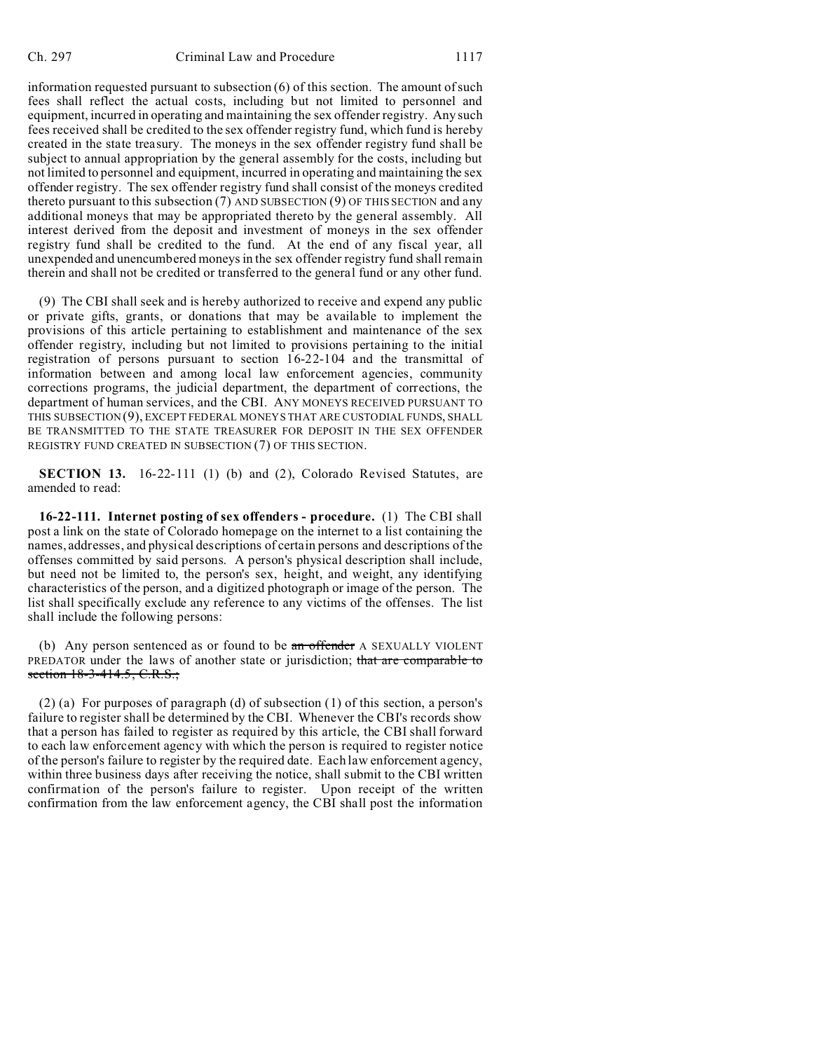information requested pursuant to subsection (6) of this section. The amount of such fees shall reflect the actual costs, including but not limited to personnel and equipment, incurred in operating and maintaining the sex offender registry. Any such fees received shall be credited to the sex offender registry fund, which fund is hereby created in the state treasury. The moneys in the sex offender registry fund shall be subject to annual appropriation by the general assembly for the costs, including but not limited to personnel and equipment, incurred in operating and maintaining the sex offender registry. The sex offender registry fund shall consist of the moneys credited thereto pursuant to this subsection (7) AND SUBSECTION (9) OF THIS SECTION and any additional moneys that may be appropriated thereto by the general assembly. All interest derived from the deposit and investment of moneys in the sex offender registry fund shall be credited to the fund. At the end of any fiscal year, all unexpended and unencumbered moneys in the sex offender registry fund shall remain therein and shall not be credited or transferred to the general fund or any other fund.

(9) The CBI shall seek and is hereby authorized to receive and expend any public or private gifts, grants, or donations that may be available to implement the provisions of this article pertaining to establishment and maintenance of the sex offender registry, including but not limited to provisions pertaining to the initial registration of persons pursuant to section 16-22-104 and the transmittal of information between and among local law enforcement agencies, community corrections programs, the judicial department, the department of corrections, the department of human services, and the CBI. ANY MONEYS RECEIVED PURSUANT TO THIS SUBSECTION (9), EXCEPT FEDERAL MONEYS THAT ARE CUSTODIAL FUNDS, SHALL BE TRANSMITTED TO THE STATE TREASURER FOR DEPOSIT IN THE SEX OFFENDER REGISTRY FUND CREATED IN SUBSECTION (7) OF THIS SECTION.

**SECTION 13.** 16-22-111 (1) (b) and (2), Colorado Revised Statutes, are amended to read:

**16-22-111. Internet posting of sex offenders - procedure.** (1) The CBI shall post a link on the state of Colorado homepage on the internet to a list containing the names, addresses, and physical descriptions of certain persons and descriptions of the offenses committed by said persons. A person's physical description shall include, but need not be limited to, the person's sex, height, and weight, any identifying characteristics of the person, and a digitized photograph or image of the person. The list shall specifically exclude any reference to any victims of the offenses. The list shall include the following persons:

(b) Any person sentenced as or found to be ~~an offender~~ A SEXUALLY VIOLENT PREDATOR under the laws of another state or jurisdiction; ~~that are comparable to section 18-3-414.5, C.R.S.;~~

(2) (a) For purposes of paragraph (d) of subsection (1) of this section, a person's failure to register shall be determined by the CBI. Whenever the CBI's records show that a person has failed to register as required by this article, the CBI shall forward to each law enforcement agency with which the person is required to register notice of the person's failure to register by the required date. Each law enforcement agency, within three business days after receiving the notice, shall submit to the CBI written confirmation of the person's failure to register. Upon receipt of the written confirmation from the law enforcement agency, the CBI shall post the information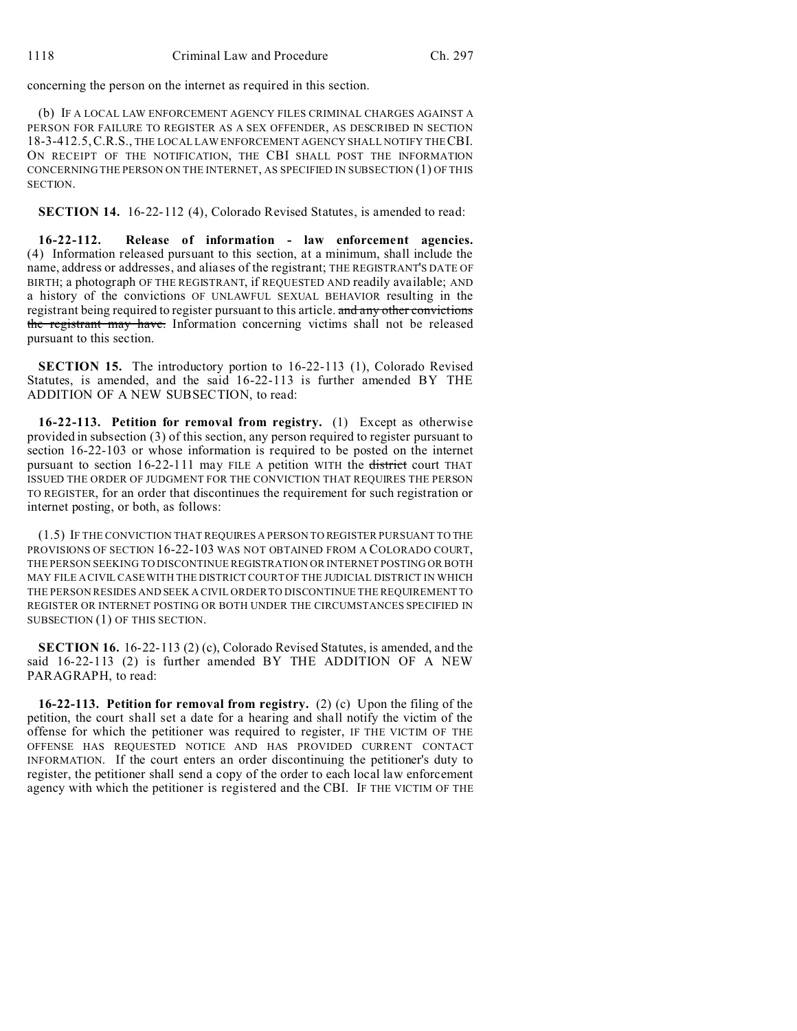concerning the person on the internet as required in this section.

(b) IF A LOCAL LAW ENFORCEMENT AGENCY FILES CRIMINAL CHARGES AGAINST A PERSON FOR FAILURE TO REGISTER AS A SEX OFFENDER, AS DESCRIBED IN SECTION 18-3-412.5, C.R.S., THE LOCAL LAW ENFORCEMENT AGENCY SHALL NOTIFY THE CBI. ON RECEIPT OF THE NOTIFICATION, THE CBI SHALL POST THE INFORMATION CONCERNING THE PERSON ON THE INTERNET, AS SPECIFIED IN SUBSECTION (1) OF THIS SECTION.

**SECTION 14.** 16-22-112 (4), Colorado Revised Statutes, is amended to read:

**16-22-112. Release of information - law enforcement agencies.** (4) Information released pursuant to this section, at a minimum, shall include the name, address or addresses, and aliases of the registrant; THE REGISTRANT'S DATE OF BIRTH; a photograph OF THE REGISTRANT, if REQUESTED AND readily available; AND a history of the convictions OF UNLAWFUL SEXUAL BEHAVIOR resulting in the registrant being required to register pursuant to this article. ~~and any other convictions the registrant may have.~~ Information concerning victims shall not be released pursuant to this section.

**SECTION 15.** The introductory portion to 16-22-113 (1), Colorado Revised Statutes, is amended, and the said 16-22-113 is further amended BY THE ADDITION OF A NEW SUBSECTION, to read:

**16-22-113. Petition for removal from registry.** (1) Except as otherwise provided in subsection (3) of this section, any person required to register pursuant to section 16-22-103 or whose information is required to be posted on the internet pursuant to section 16-22-111 may FILE A petition WITH the ~~district~~ court THAT ISSUED THE ORDER OF JUDGMENT FOR THE CONVICTION THAT REQUIRES THE PERSON TO REGISTER, for an order that discontinues the requirement for such registration or internet posting, or both, as follows:

(1.5) IF THE CONVICTION THAT REQUIRES A PERSON TO REGISTER PURSUANT TO THE PROVISIONS OF SECTION 16-22-103 WAS NOT OBTAINED FROM A COLORADO COURT, THE PERSON SEEKING TO DISCONTINUE REGISTRATION OR INTERNET POSTING OR BOTH MAY FILE A CIVIL CASE WITH THE DISTRICT COURT OF THE JUDICIAL DISTRICT IN WHICH THE PERSON RESIDES AND SEEK A CIVIL ORDER TO DISCONTINUE THE REQUIREMENT TO REGISTER OR INTERNET POSTING OR BOTH UNDER THE CIRCUMSTANCES SPECIFIED IN SUBSECTION (1) OF THIS SECTION.

**SECTION 16.** 16-22-113 (2) (c), Colorado Revised Statutes, is amended, and the said 16-22-113 (2) is further amended BY THE ADDITION OF A NEW PARAGRAPH, to read:

**16-22-113. Petition for removal from registry.** (2) (c) Upon the filing of the petition, the court shall set a date for a hearing and shall notify the victim of the offense for which the petitioner was required to register, IF THE VICTIM OF THE OFFENSE HAS REQUESTED NOTICE AND HAS PROVIDED CURRENT CONTACT INFORMATION. If the court enters an order discontinuing the petitioner's duty to register, the petitioner shall send a copy of the order to each local law enforcement agency with which the petitioner is registered and the CBI. IF THE VICTIM OF THE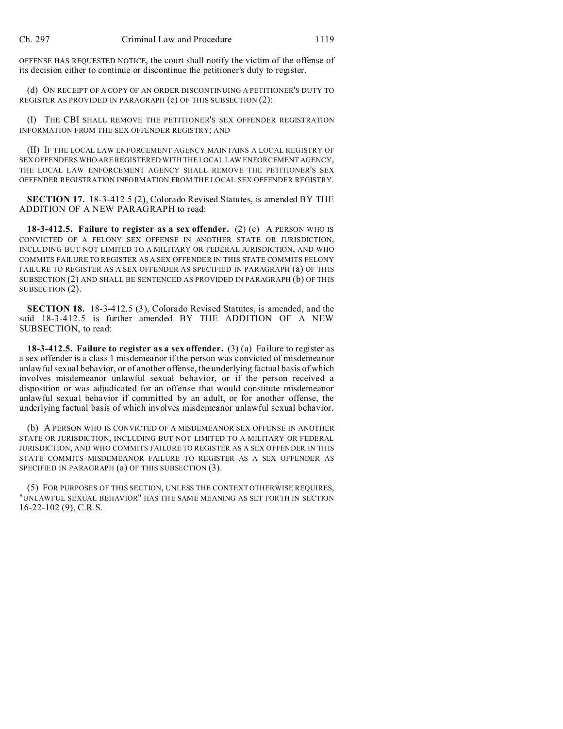OFFENSE HAS REQUESTED NOTICE, the court shall notify the victim of the offense of its decision either to continue or discontinue the petitioner's duty to register.

(d) ON RECEIPT OF A COPY OF AN ORDER DISCONTINUING A PETITIONER'S DUTY TO REGISTER AS PROVIDED IN PARAGRAPH (c) OF THIS SUBSECTION (2):

(I) THE CBI SHALL REMOVE THE PETITIONER'S SEX OFFENDER REGISTRATION INFORMATION FROM THE SEX OFFENDER REGISTRY; AND

(II) IF THE LOCAL LAW ENFORCEMENT AGENCY MAINTAINS A LOCAL REGISTRY OF SEX OFFENDERS WHO ARE REGISTERED WITH THE LOCAL LAW ENFORCEMENT AGENCY, THE LOCAL LAW ENFORCEMENT AGENCY SHALL REMOVE THE PETITIONER'S SEX OFFENDER REGISTRATION INFORMATION FROM THE LOCAL SEX OFFENDER REGISTRY.

**SECTION 17.** 18-3-412.5 (2), Colorado Revised Statutes, is amended BY THE ADDITION OF A NEW PARAGRAPH to read:

**18-3-412.5. Failure to register as a sex offender.** (2) (c) A PERSON WHO IS CONVICTED OF A FELONY SEX OFFENSE IN ANOTHER STATE OR JURISDICTION, INCLUDING BUT NOT LIMITED TO A MILITARY OR FEDERAL JURISDICTION, AND WHO COMMITS FAILURE TO REGISTER AS A SEX OFFENDER IN THIS STATE COMMITS FELONY FAILURE TO REGISTER AS A SEX OFFENDER AS SPECIFIED IN PARAGRAPH (a) OF THIS SUBSECTION (2) AND SHALL BE SENTENCED AS PROVIDED IN PARAGRAPH (b) OF THIS SUBSECTION (2).

**SECTION 18.** 18-3-412.5 (3), Colorado Revised Statutes, is amended, and the said 18-3-412.5 is further amended BY THE ADDITION OF A NEW SUBSECTION, to read:

**18-3-412.5. Failure to register as a sex offender.** (3) (a) Failure to register as a sex offender is a class 1 misdemeanor if the person was convicted of misdemeanor unlawful sexual behavior, or of another offense, the underlying factual basis of which involves misdemeanor unlawful sexual behavior, or if the person received a disposition or was adjudicated for an offense that would constitute misdemeanor unlawful sexual behavior if committed by an adult, or for another offense, the underlying factual basis of which involves misdemeanor unlawful sexual behavior.

(b) A PERSON WHO IS CONVICTED OF A MISDEMEANOR SEX OFFENSE IN ANOTHER STATE OR JURISDICTION, INCLUDING BUT NOT LIMITED TO A MILITARY OR FEDERAL JURISDICTION, AND WHO COMMITS FAILURE TO REGISTER AS A SEX OFFENDER IN THIS STATE COMMITS MISDEMEANOR FAILURE TO REGISTER AS A SEX OFFENDER AS SPECIFIED IN PARAGRAPH (a) OF THIS SUBSECTION (3).

(5) FOR PURPOSES OF THIS SECTION, UNLESS THE CONTEXT OTHERWISE REQUIRES, "UNLAWFUL SEXUAL BEHAVIOR" HAS THE SAME MEANING AS SET FORTH IN SECTION 16-22-102 (9), C.R.S.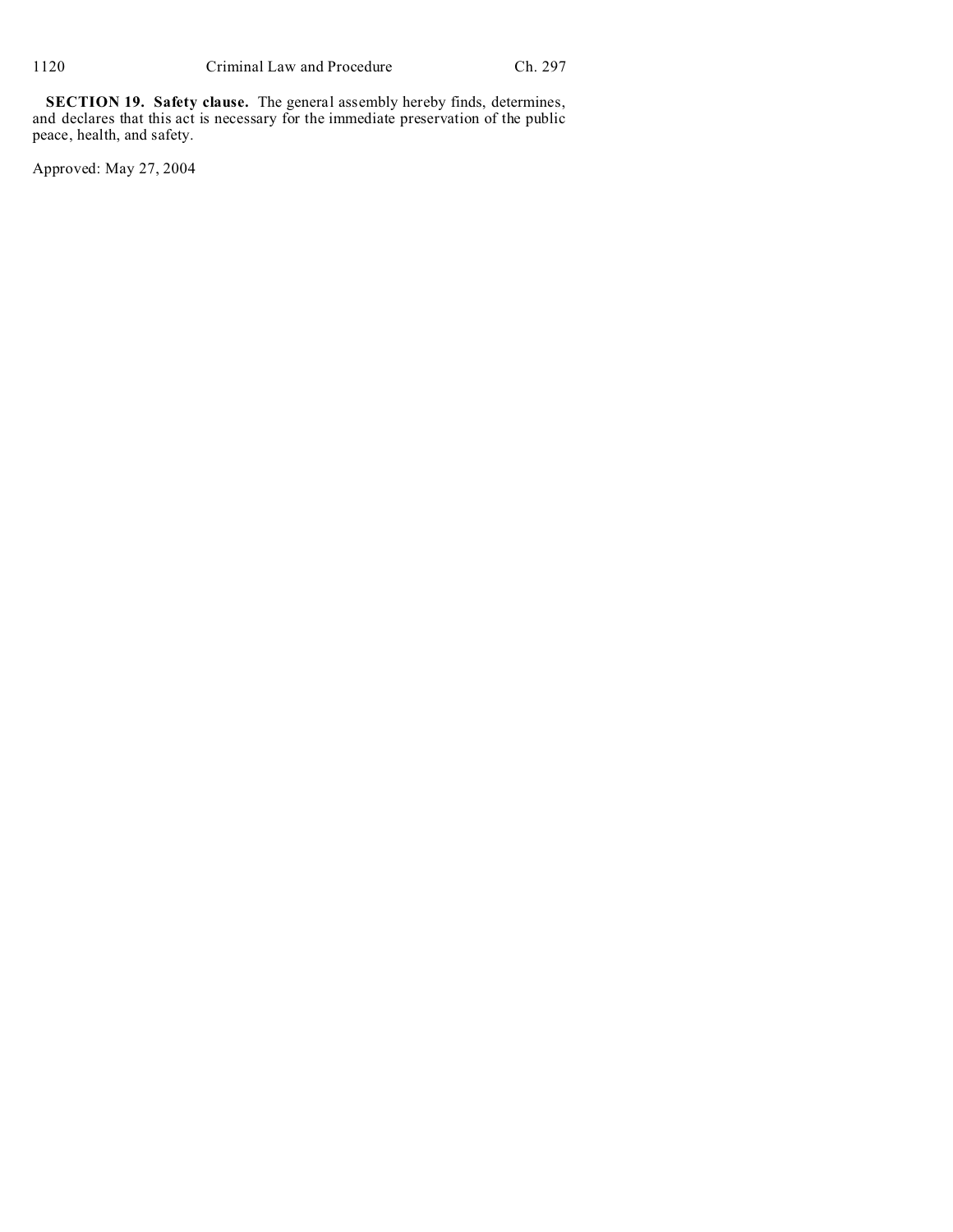**SECTION 19. Safety clause.** The general assembly hereby finds, determines, and declares that this act is necessary for the immediate preservation of the public peace, health, and safety.

Approved: May 27, 2004